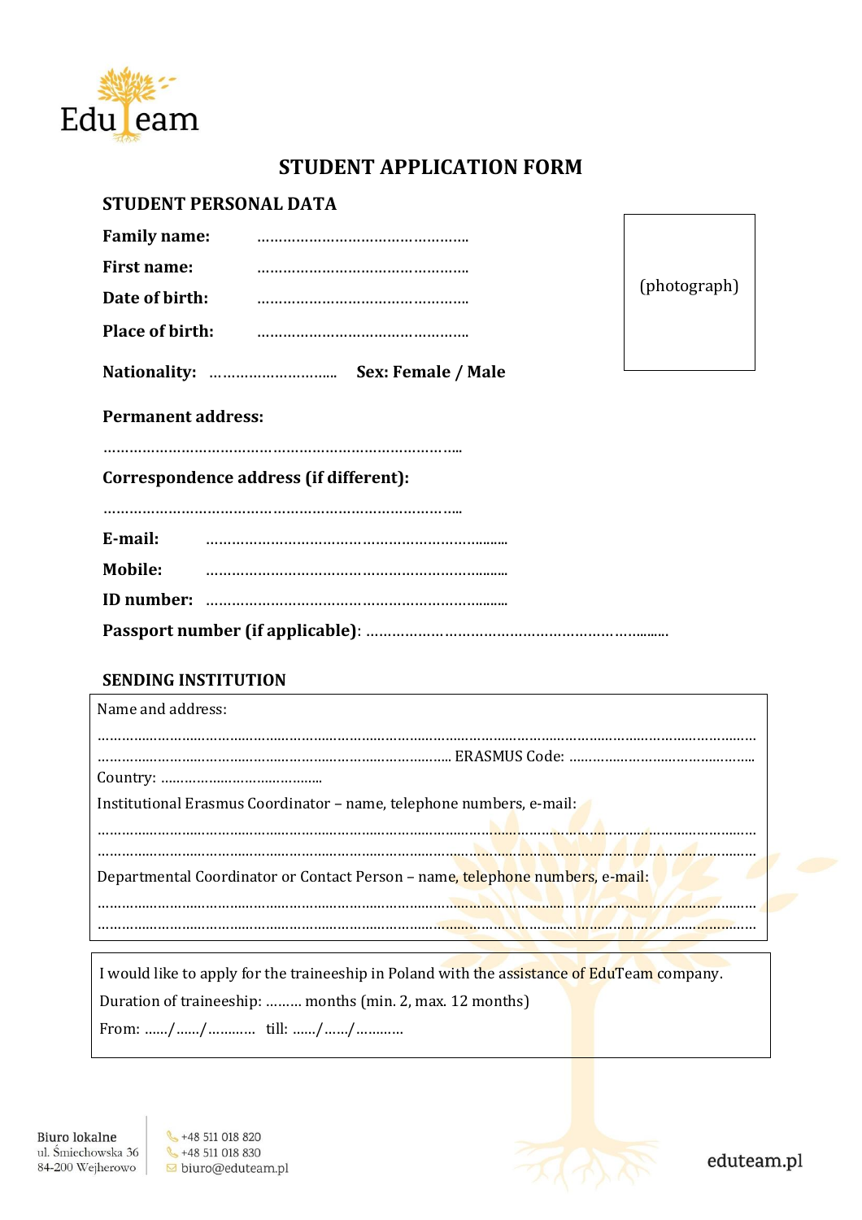EduTeam

# STUDENT APPLICATION FORM

## STUDENT PERSONAL DATA

**Family name:** …………………………………………..

**First name:** …………………………………………..

**Date of birth:** …………………………………………..

**Place of birth:** …………………………………………..

(photograph)

**Nationality:** ……………………….. **Sex: Female / Male**

**Permanent address:**

……………………………………………………………………..

**Correspondence address (if different):**

……………………………………………………………………..

**E-mail:** ……………………………………………………………

**Mobile:** ……………………………………………………………

**ID number:** ……………………………………………………………

**Passport number (if applicable)**: ……………………………………………………………

## SENDING INSTITUTION

Name and address:

……………………………………………………………………………………………………………………………………………

…………………………………………………………………………………… ERASMUS Code: ……………………………………….

Country: …………………………………

Institutional Erasmus Coordinator – name, telephone numbers, e-mail:

……………………………………………………………………………………………………………………………………………

……………………………………………………………………………………………………………………………………………

Departmental Coordinator or Contact Person – name, telephone numbers, e-mail:

……………………………………………………………………………………………………………………………………………

……………………………………………………………………………………………………………………………………………

I would like to apply for the traineeship in Poland with the assistance of EduTeam company.

Duration of traineeship: ……… months (min. 2, max. 12 months)

From: ……/……/………… till: ……/……/…………

Biuro lokalne
ul. Śmiechowska 36
84-200 Wejherowo

+48 511 018 820
+48 511 018 830
biuro@eduteam.pl

eduteam.pl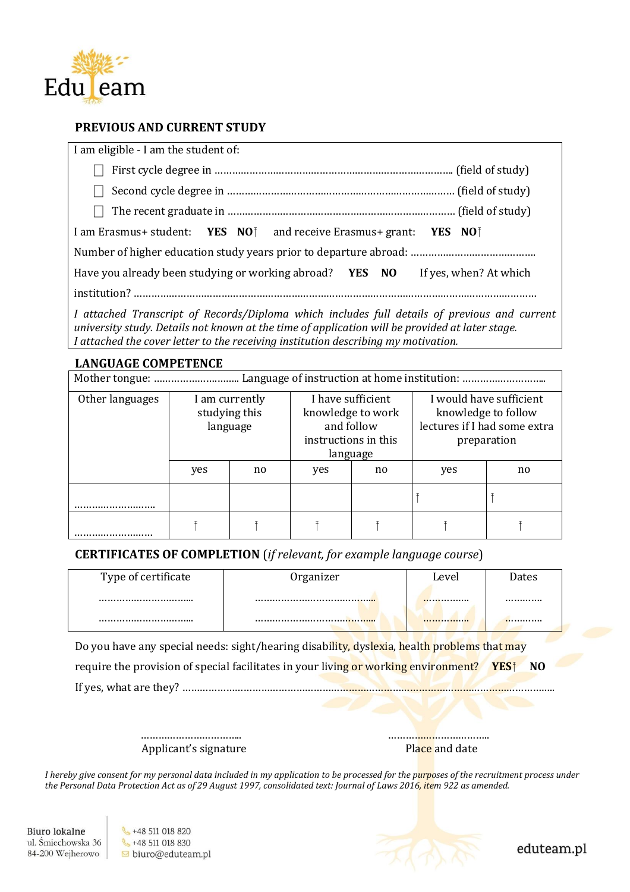## PREVIOUS AND CURRENT STUDY

I am eligible - I am the student of:

- ☐ First cycle degree in ………………………………………………………………………… (field of study)
- ☐ Second cycle degree in …………………………………………………………………… (field of study)
- ☐ The recent graduate in …………………………………………………………………… (field of study)

I am Erasmus+ student: **YES NO**† and receive Erasmus+ grant: **YES NO**†

Number of higher education study years prior to departure abroad: ……………………………………..

Have you already been studying or working abroad? **YES NO** If yes, when? At which institution? ……………………………………………………………………………………………………………………

*I attached Transcript of Records/Diploma which includes full details of previous and current university study. Details not known at the time of application will be provided at later stage.*
*I attached the cover letter to the receiving institution describing my motivation.*

## LANGUAGE COMPETENCE

Mother tongue: ………………………… Language of instruction at home institution: ………………………..

| Other languages | I am currently studying this language | | I have sufficient knowledge to work and follow instructions in this language | | I would have sufficient knowledge to follow lectures if I had some extra preparation | |
|---|---|---|---|---|---|---|
| | yes | no | yes | no | yes | no |
| ……………………… | | | | | † | † |
| ……………………… | † | † | † | † | † | † |

## CERTIFICATES OF COMPLETION (*if relevant, for example language course*)

| Type of certificate | Organizer | Level | Dates |
|---|---|---|---|
| ………………………….. | ………………………………… | ……………. | ………… |
| ………………………….. | ………………………………… | ……………. | ………… |

Do you have any special needs: sight/hearing disability, dyslexia, health problems that may require the provision of special facilitates in your living or working environment? **YES**† **NO**

If yes, what are they? ……………………………………………………………………………………………………………

……………………………… Applicant's signature

……………………………… Place and date

*I hereby give consent for my personal data included in my application to be processed for the purposes of the recruitment process under the Personal Data Protection Act as of 29 August 1997, consolidated text: Journal of Laws 2016, item 922 as amended.*